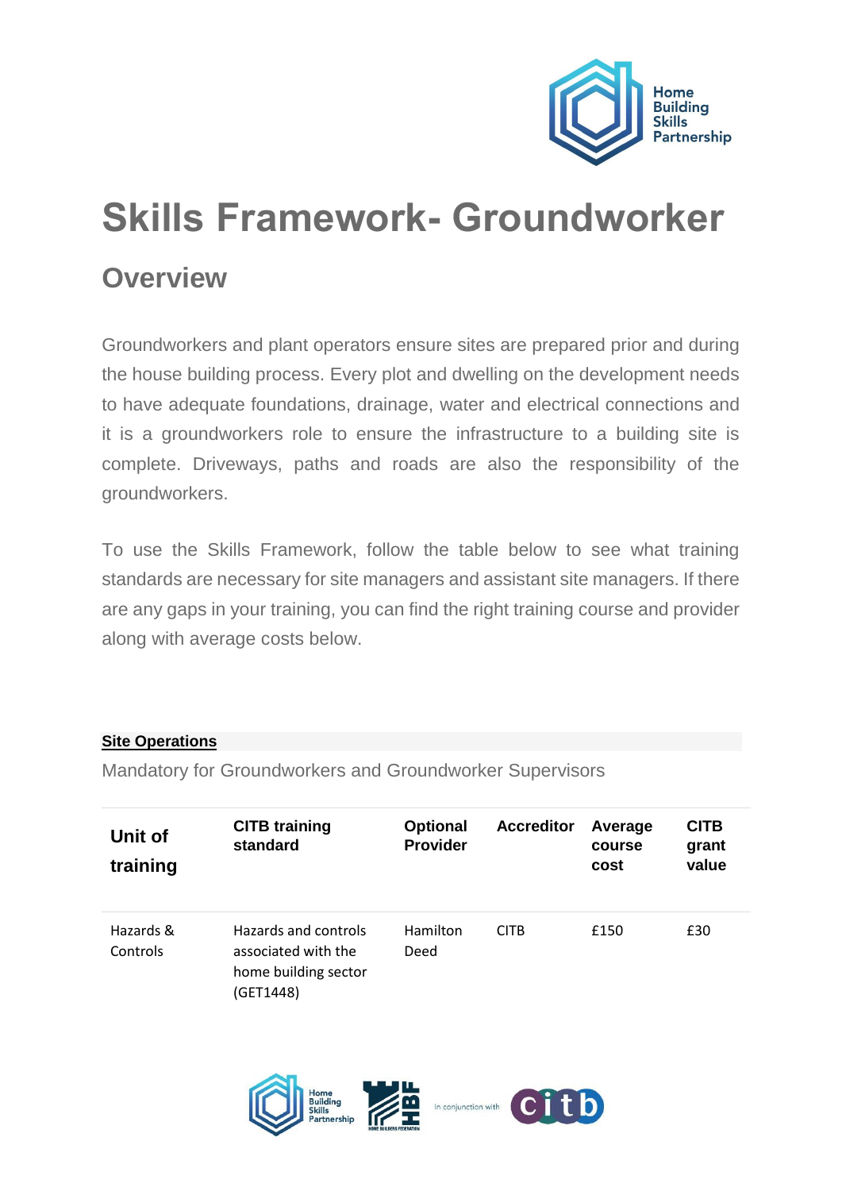# Skills Framework- Groundworker

## Overview

Groundworkers and plant operators ensure sites are prepared prior and during the house building process. Every plot and dwelling on the development needs to have adequate foundations, drainage, water and electrical connections and it is a groundworkers role to ensure the infrastructure to a building site is complete. Driveways, paths and roads are also the responsibility of the groundworkers.

To use the Skills Framework, follow the table below to see what training standards are necessary for site managers and assistant site managers. If there are any gaps in your training, you can find the right training course and provider along with average costs below.

**Site Operations**

Mandatory for Groundworkers and Groundworker Supervisors

| Unit of training | CITB training standard | Optional Provider | Accreditor | Average course cost | CITB grant value |
|---|---|---|---|---|---|
| Hazards & Controls | Hazards and controls associated with the home building sector (GET1448) | Hamilton Deed | CITB | £150 | £30 |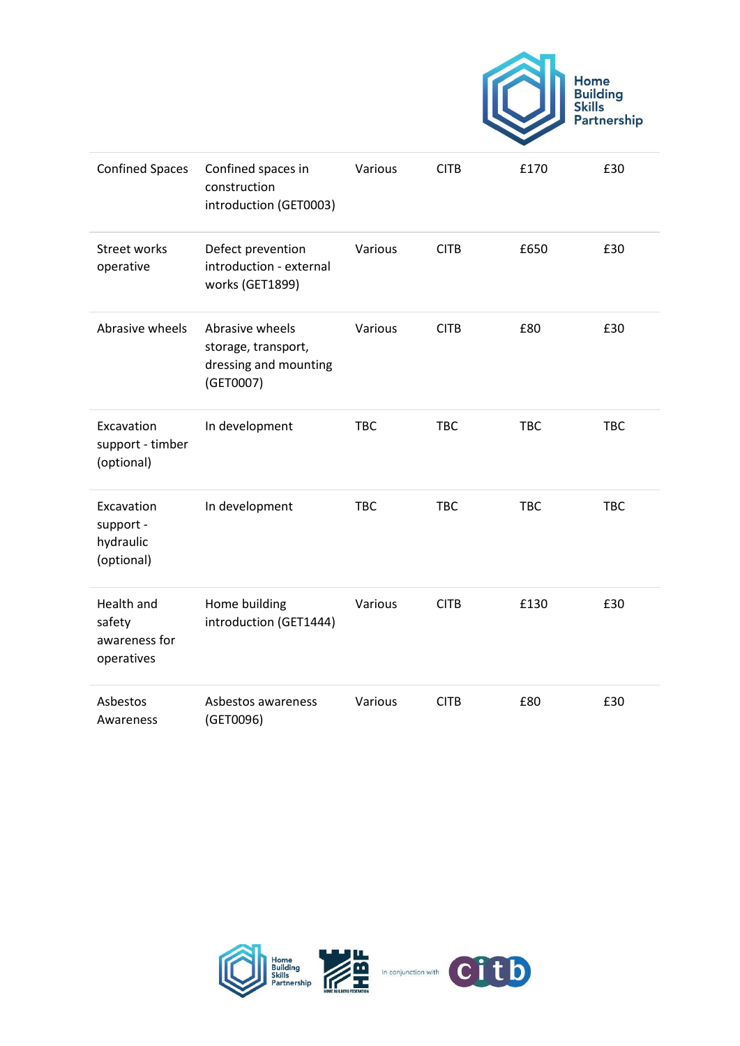| | | | | | |
|---|---|---|---|---|---|
| Confined Spaces | Confined spaces in construction introduction (GET0003) | Various | CITB | £170 | £30 |
| Street works operative | Defect prevention introduction - external works (GET1899) | Various | CITB | £650 | £30 |
| Abrasive wheels | Abrasive wheels storage, transport, dressing and mounting (GET0007) | Various | CITB | £80 | £30 |
| Excavation support - timber (optional) | In development | TBC | TBC | TBC | TBC |
| Excavation support - hydraulic (optional) | In development | TBC | TBC | TBC | TBC |
| Health and safety awareness for operatives | Home building introduction (GET1444) | Various | CITB | £130 | £30 |
| Asbestos Awareness | Asbestos awareness (GET0096) | Various | CITB | £80 | £30 |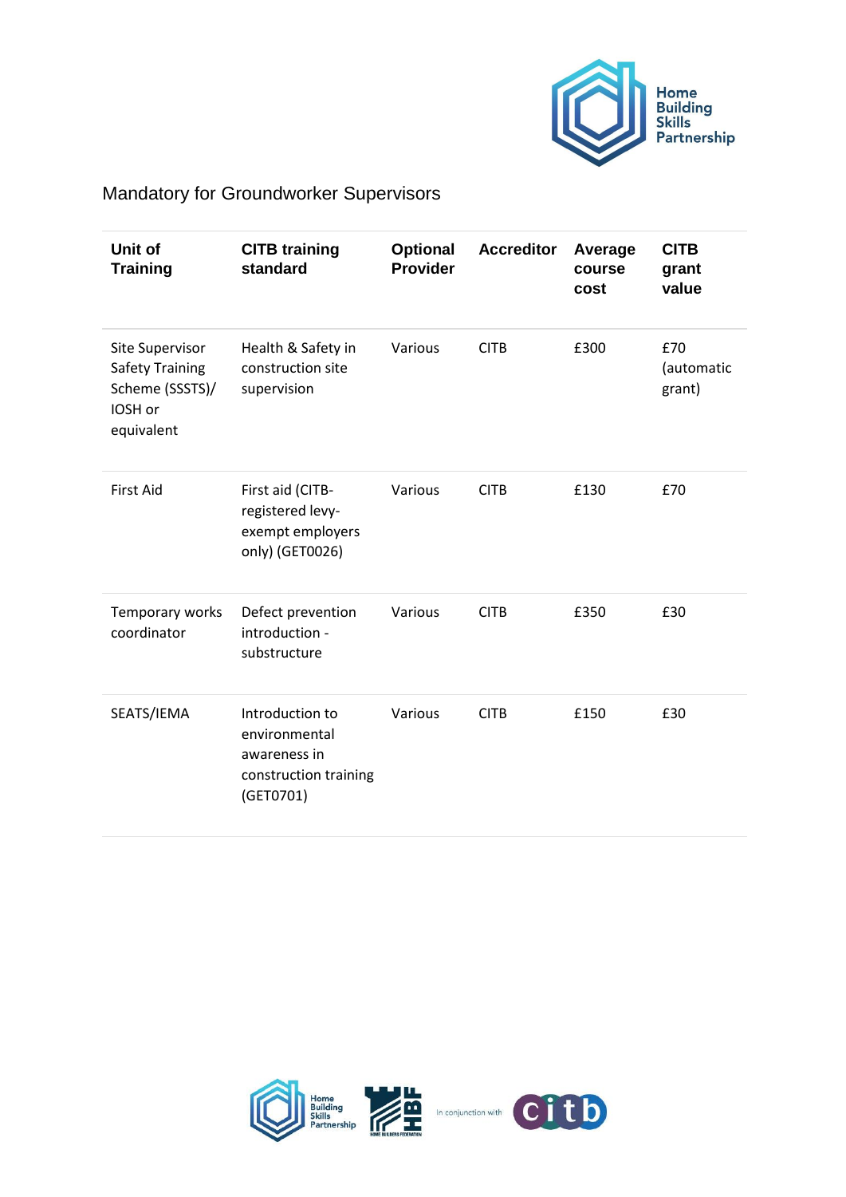## Mandatory for Groundworker Supervisors

| Unit of Training | CITB training standard | Optional Provider | Accreditor | Average course cost | CITB grant value |
|---|---|---|---|---|---|
| Site Supervisor Safety Training Scheme (SSSTS)/ IOSH or equivalent | Health & Safety in construction site supervision | Various | CITB | £300 | £70 (automatic grant) |
| First Aid | First aid (CITB-registered levy-exempt employers only) (GET0026) | Various | CITB | £130 | £70 |
| Temporary works coordinator | Defect prevention introduction - substructure | Various | CITB | £350 | £30 |
| SEATS/IEMA | Introduction to environmental awareness in construction training (GET0701) | Various | CITB | £150 | £30 |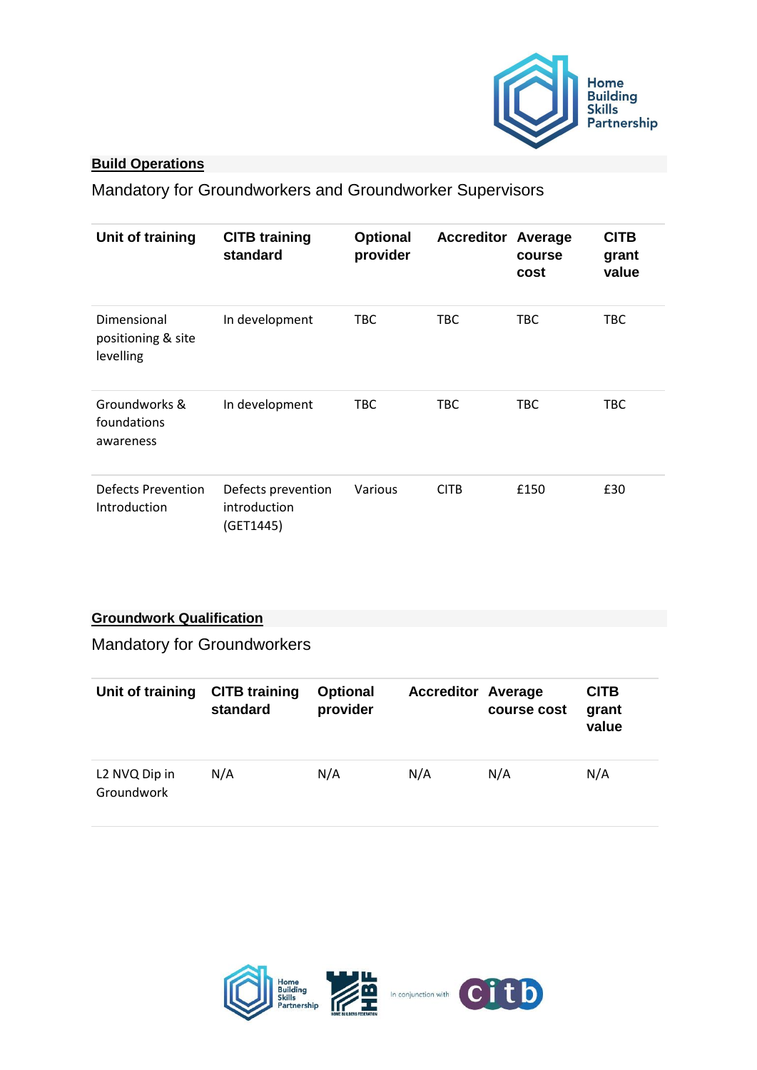**Build Operations**

Mandatory for Groundworkers and Groundworker Supervisors

| Unit of training | CITB training standard | Optional provider | Accreditor | Average course cost | CITB grant value |
|---|---|---|---|---|---|
| Dimensional positioning & site levelling | In development | TBC | TBC | TBC | TBC |
| Groundworks & foundations awareness | In development | TBC | TBC | TBC | TBC |
| Defects Prevention Introduction | Defects prevention introduction (GET1445) | Various | CITB | £150 | £30 |

**Groundwork Qualification**

Mandatory for Groundworkers

| Unit of training | CITB training standard | Optional provider | Accreditor | Average course cost | CITB grant value |
|---|---|---|---|---|---|
| L2 NVQ Dip in Groundwork | N/A | N/A | N/A | N/A | N/A |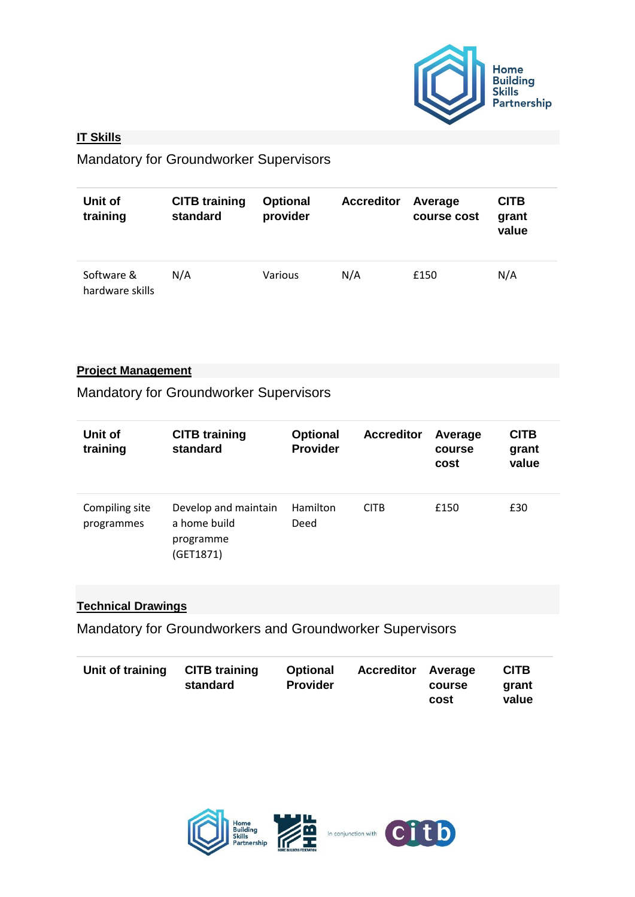## IT Skills

Mandatory for Groundworker Supervisors

| Unit of training | CITB training standard | Optional provider | Accreditor | Average course cost | CITB grant value |
|---|---|---|---|---|---|
| Software & hardware skills | N/A | Various | N/A | £150 | N/A |

## Project Management

Mandatory for Groundworker Supervisors

| Unit of training | CITB training standard | Optional Provider | Accreditor | Average course cost | CITB grant value |
|---|---|---|---|---|---|
| Compiling site programmes | Develop and maintain a home build programme (GET1871) | Hamilton Deed | CITB | £150 | £30 |

## Technical Drawings

Mandatory for Groundworkers and Groundworker Supervisors

| Unit of training | CITB training standard | Optional Provider | Accreditor | Average course cost | CITB grant value |
|---|---|---|---|---|---|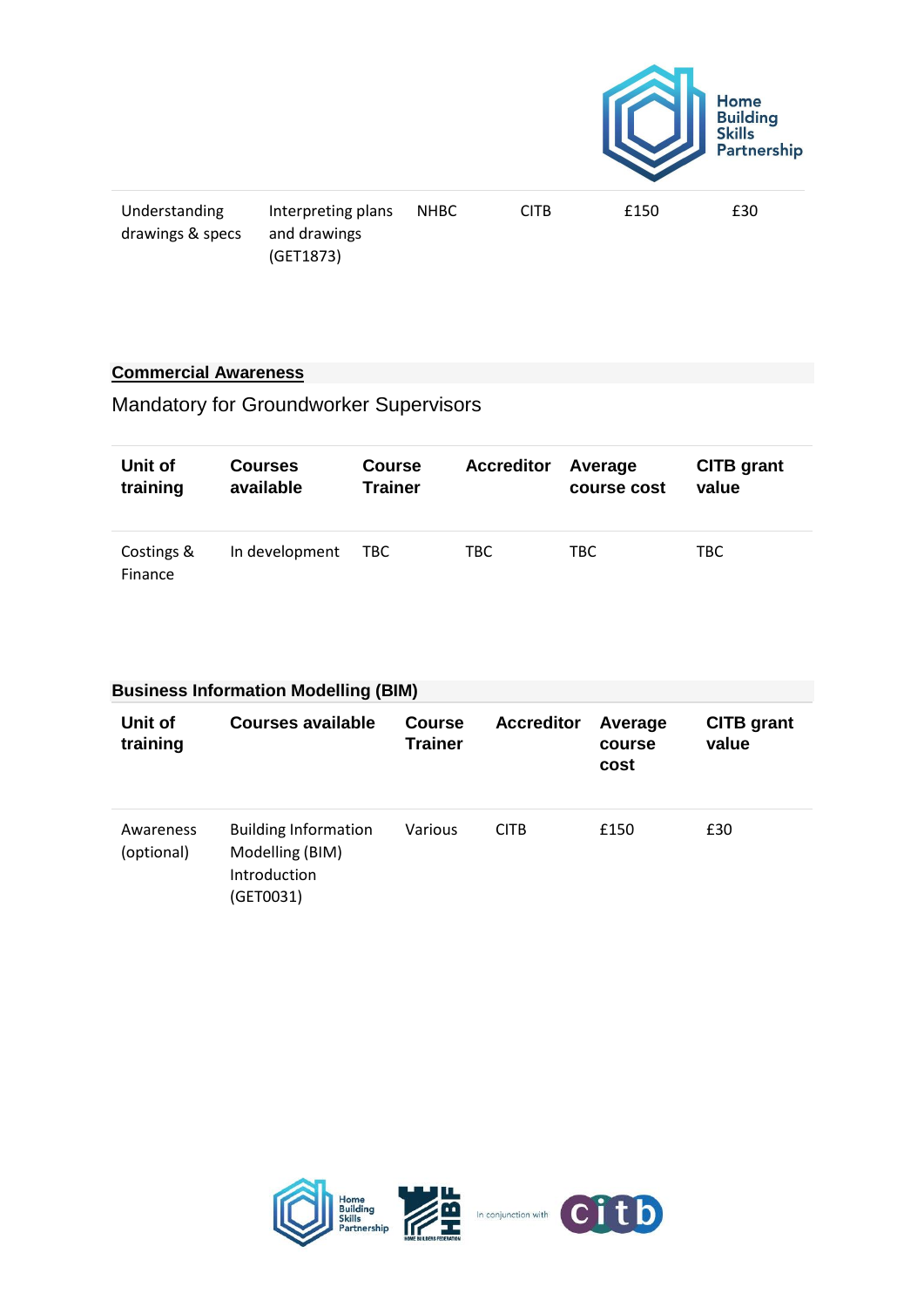| | | | | | |
|---|---|---|---|---|---|
| Understanding drawings & specs | Interpreting plans and drawings (GET1873) | NHBC | CITB | £150 | £30 |

**Commercial Awareness**

Mandatory for Groundworker Supervisors

| Unit of training | Courses available | Course Trainer | Accreditor | Average course cost | CITB grant value |
|---|---|---|---|---|---|
| Costings & Finance | In development | TBC | TBC | TBC | TBC |

**Business Information Modelling (BIM)**

| Unit of training | Courses available | Course Trainer | Accreditor | Average course cost | CITB grant value |
|---|---|---|---|---|---|
| Awareness (optional) | Building Information Modelling (BIM) Introduction (GET0031) | Various | CITB | £150 | £30 |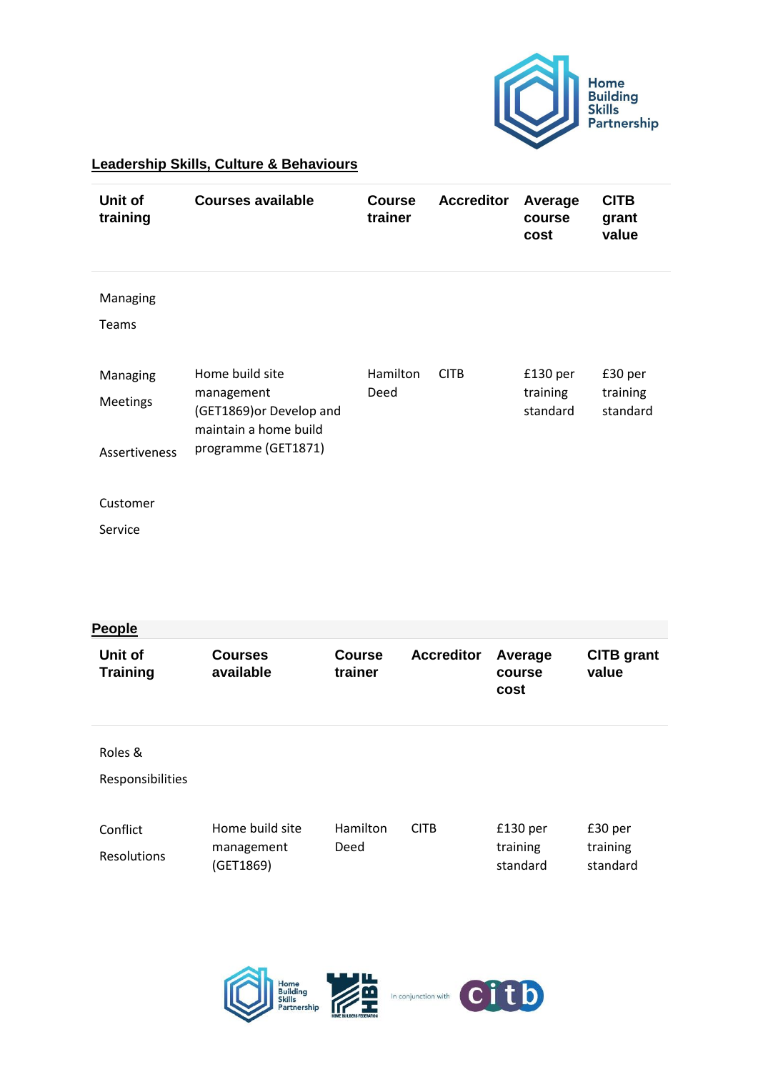## Leadership Skills, Culture & Behaviours

| Unit of training | Courses available | Course trainer | Accreditor | Average course cost | CITB grant value |
|---|---|---|---|---|---|
| Managing Teams | | | | | |
| Managing Meetings<br><br>Assertiveness | Home build site management (GET1869)or Develop and maintain a home build programme (GET1871) | Hamilton Deed | CITB | £130 per training standard | £30 per training standard |
| Customer Service | | | | | |

## People

| Unit of Training | Courses available | Course trainer | Accreditor | Average course cost | CITB grant value |
|---|---|---|---|---|---|
| Roles & Responsibilities | | | | | |
| Conflict Resolutions | Home build site management (GET1869) | Hamilton Deed | CITB | £130 per training standard | £30 per training standard |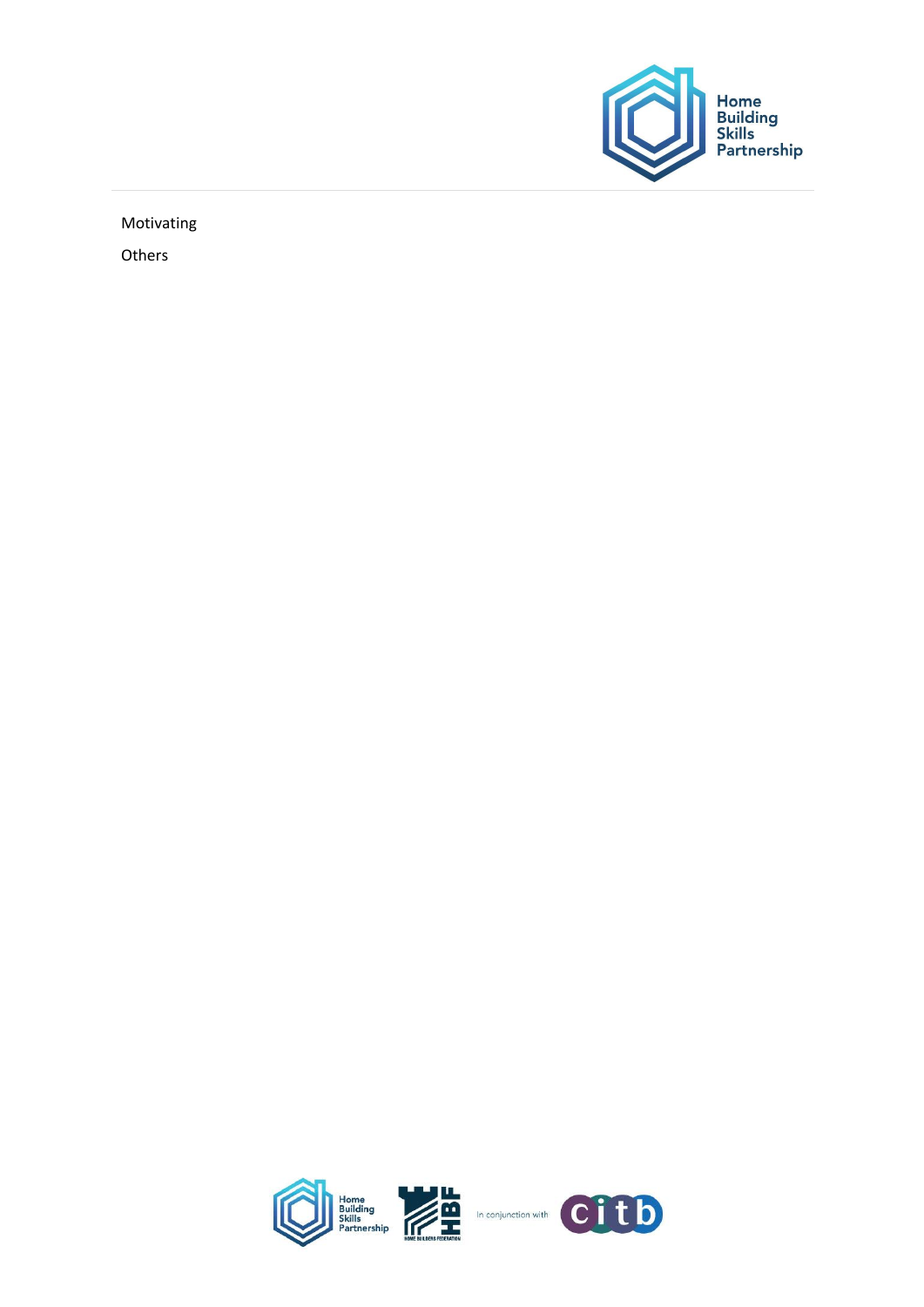Motivating

Others